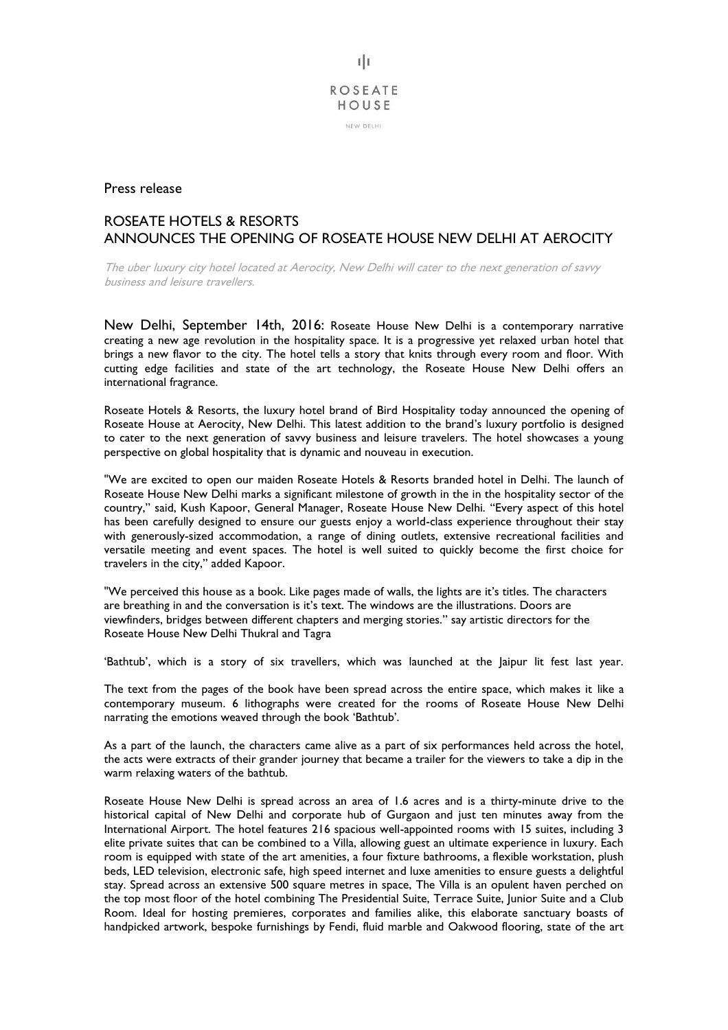ROSEATE
HOUSE

NEW DELHI

Press release

## ROSEATE HOTELS & RESORTS
## ANNOUNCES THE OPENING OF ROSEATE HOUSE NEW DELHI AT AEROCITY

*The uber luxury city hotel located at Aerocity, New Delhi will cater to the next generation of savvy business and leisure travellers.*

New Delhi, September 14th, 2016: Roseate House New Delhi is a contemporary narrative creating a new age revolution in the hospitality space. It is a progressive yet relaxed urban hotel that brings a new flavor to the city. The hotel tells a story that knits through every room and floor. With cutting edge facilities and state of the art technology, the Roseate House New Delhi offers an international fragrance.

Roseate Hotels & Resorts, the luxury hotel brand of Bird Hospitality today announced the opening of Roseate House at Aerocity, New Delhi. This latest addition to the brand's luxury portfolio is designed to cater to the next generation of savvy business and leisure travelers. The hotel showcases a young perspective on global hospitality that is dynamic and nouveau in execution.

"We are excited to open our maiden Roseate Hotels & Resorts branded hotel in Delhi. The launch of Roseate House New Delhi marks a significant milestone of growth in the in the hospitality sector of the country," said, Kush Kapoor, General Manager, Roseate House New Delhi. "Every aspect of this hotel has been carefully designed to ensure our guests enjoy a world-class experience throughout their stay with generously-sized accommodation, a range of dining outlets, extensive recreational facilities and versatile meeting and event spaces. The hotel is well suited to quickly become the first choice for travelers in the city," added Kapoor.

"We perceived this house as a book. Like pages made of walls, the lights are it's titles. The characters are breathing in and the conversation is it's text. The windows are the illustrations. Doors are viewfinders, bridges between different chapters and merging stories." say artistic directors for the Roseate House New Delhi Thukral and Tagra

'Bathtub', which is a story of six travellers, which was launched at the Jaipur lit fest last year.

The text from the pages of the book have been spread across the entire space, which makes it like a contemporary museum. 6 lithographs were created for the rooms of Roseate House New Delhi narrating the emotions weaved through the book 'Bathtub'.

As a part of the launch, the characters came alive as a part of six performances held across the hotel, the acts were extracts of their grander journey that became a trailer for the viewers to take a dip in the warm relaxing waters of the bathtub.

Roseate House New Delhi is spread across an area of 1.6 acres and is a thirty-minute drive to the historical capital of New Delhi and corporate hub of Gurgaon and just ten minutes away from the International Airport. The hotel features 216 spacious well-appointed rooms with 15 suites, including 3 elite private suites that can be combined to a Villa, allowing guest an ultimate experience in luxury. Each room is equipped with state of the art amenities, a four fixture bathrooms, a flexible workstation, plush beds, LED television, electronic safe, high speed internet and luxe amenities to ensure guests a delightful stay. Spread across an extensive 500 square metres in space, The Villa is an opulent haven perched on the top most floor of the hotel combining The Presidential Suite, Terrace Suite, Junior Suite and a Club Room. Ideal for hosting premieres, corporates and families alike, this elaborate sanctuary boasts of handpicked artwork, bespoke furnishings by Fendi, fluid marble and Oakwood flooring, state of the art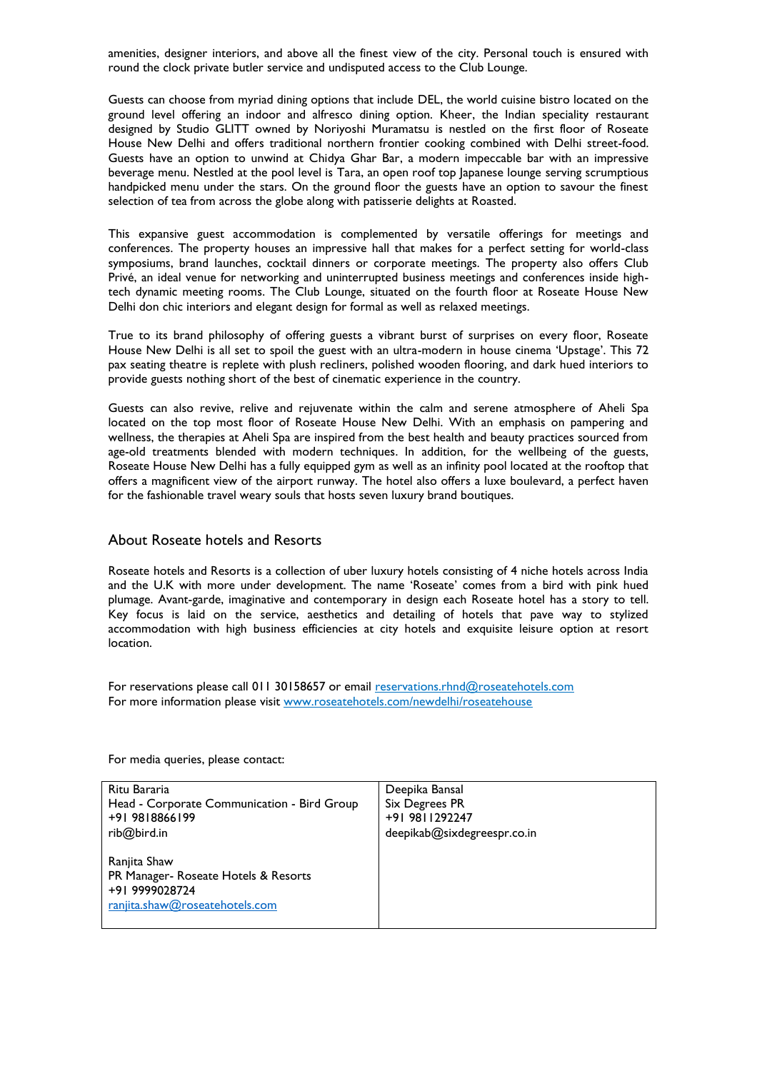amenities, designer interiors, and above all the finest view of the city. Personal touch is ensured with round the clock private butler service and undisputed access to the Club Lounge.

Guests can choose from myriad dining options that include DEL, the world cuisine bistro located on the ground level offering an indoor and alfresco dining option. Kheer, the Indian speciality restaurant designed by Studio GLITT owned by Noriyoshi Muramatsu is nestled on the first floor of Roseate House New Delhi and offers traditional northern frontier cooking combined with Delhi street-food. Guests have an option to unwind at Chidya Ghar Bar, a modern impeccable bar with an impressive beverage menu. Nestled at the pool level is Tara, an open roof top Japanese lounge serving scrumptious handpicked menu under the stars. On the ground floor the guests have an option to savour the finest selection of tea from across the globe along with patisserie delights at Roasted.

This expansive guest accommodation is complemented by versatile offerings for meetings and conferences. The property houses an impressive hall that makes for a perfect setting for world-class symposiums, brand launches, cocktail dinners or corporate meetings. The property also offers Club Privé, an ideal venue for networking and uninterrupted business meetings and conferences inside high-tech dynamic meeting rooms. The Club Lounge, situated on the fourth floor at Roseate House New Delhi don chic interiors and elegant design for formal as well as relaxed meetings.

True to its brand philosophy of offering guests a vibrant burst of surprises on every floor, Roseate House New Delhi is all set to spoil the guest with an ultra-modern in house cinema 'Upstage'. This 72 pax seating theatre is replete with plush recliners, polished wooden flooring, and dark hued interiors to provide guests nothing short of the best of cinematic experience in the country.

Guests can also revive, relive and rejuvenate within the calm and serene atmosphere of Aheli Spa located on the top most floor of Roseate House New Delhi. With an emphasis on pampering and wellness, the therapies at Aheli Spa are inspired from the best health and beauty practices sourced from age-old treatments blended with modern techniques. In addition, for the wellbeing of the guests, Roseate House New Delhi has a fully equipped gym as well as an infinity pool located at the rooftop that offers a magnificent view of the airport runway. The hotel also offers a luxe boulevard, a perfect haven for the fashionable travel weary souls that hosts seven luxury brand boutiques.

## About Roseate hotels and Resorts

Roseate hotels and Resorts is a collection of uber luxury hotels consisting of 4 niche hotels across India and the U.K with more under development. The name 'Roseate' comes from a bird with pink hued plumage. Avant-garde, imaginative and contemporary in design each Roseate hotel has a story to tell. Key focus is laid on the service, aesthetics and detailing of hotels that pave way to stylized accommodation with high business efficiencies at city hotels and exquisite leisure option at resort location.

For reservations please call 011 30158657 or email reservations.rhnd@roseatehotels.com
For more information please visit www.roseatehotels.com/newdelhi/roseatehouse

For media queries, please contact:

| | |
|---|---|
| Ritu Bararia<br>Head - Corporate Communication - Bird Group<br>+91 9818866199<br>rib@bird.in<br><br>Ranjita Shaw<br>PR Manager- Roseate Hotels & Resorts<br>+91 9999028724<br>ranjita.shaw@roseatehotels.com | Deepika Bansal<br>Six Degrees PR<br>+91 9811292247<br>deepikab@sixdegreespr.co.in |